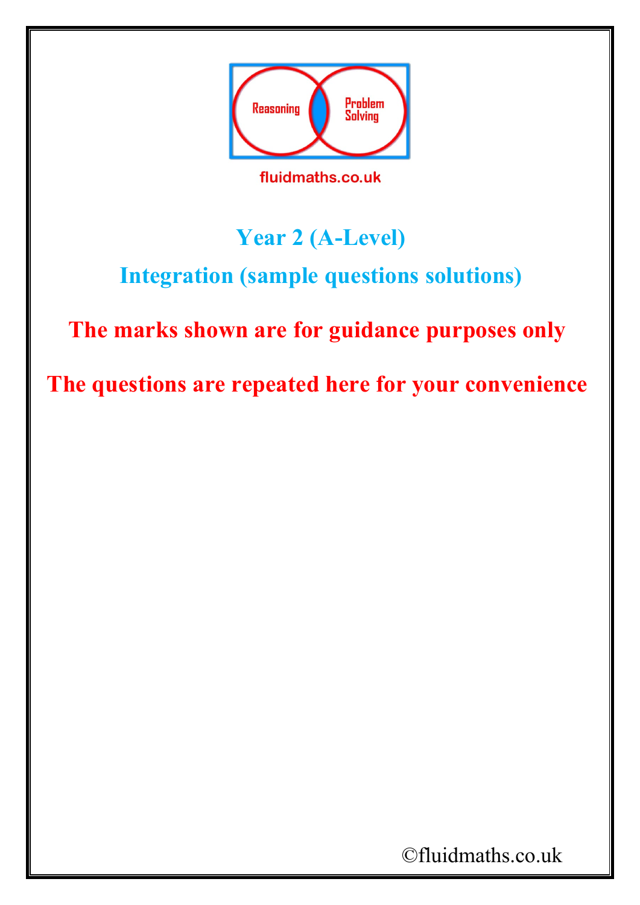Reasoning

Problem Solving

fluidmaths.co.uk

# Year 2 (A-Level)

## Integration (sample questions solutions)

**The marks shown are for guidance purposes only**

**The questions are repeated here for your convenience**

©fluidmaths.co.uk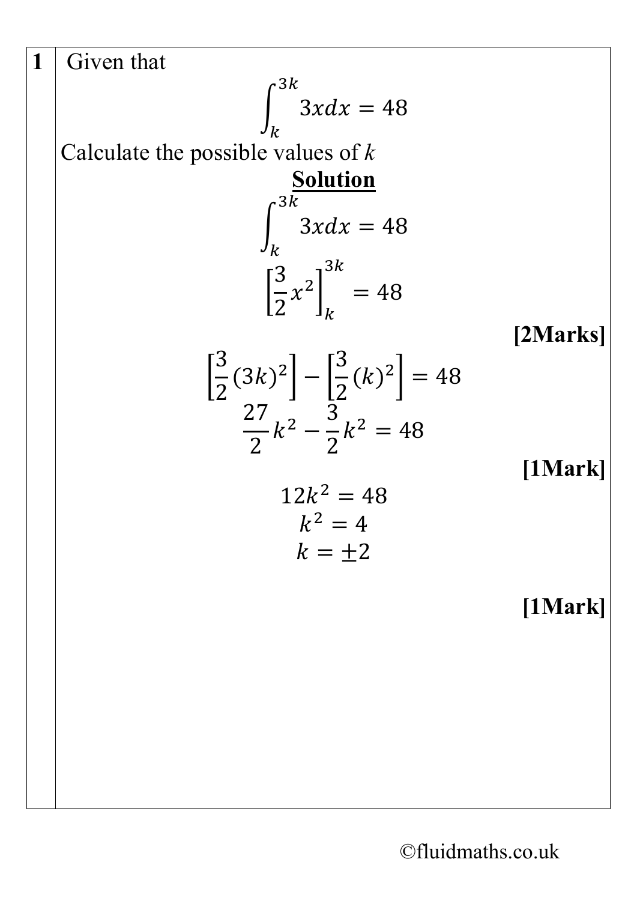**1** Given that

$$\int_{k}^{3k} 3x dx = 48$$

Calculate the possible values of $k$

**Solution**

$$\int_{k}^{3k} 3x dx = 48$$

$$\left[\frac{3}{2}x^2\right]_{k}^{3k} = 48$$

**[2Marks]**

$$\left[\frac{3}{2}(3k)^2\right] - \left[\frac{3}{2}(k)^2\right] = 48$$

$$\frac{27}{2}k^2 - \frac{3}{2}k^2 = 48$$

**[1Mark]**

$$12k^2 = 48$$

$$k^2 = 4$$

$$k = \pm 2$$

**[1Mark]**

©fluidmaths.co.uk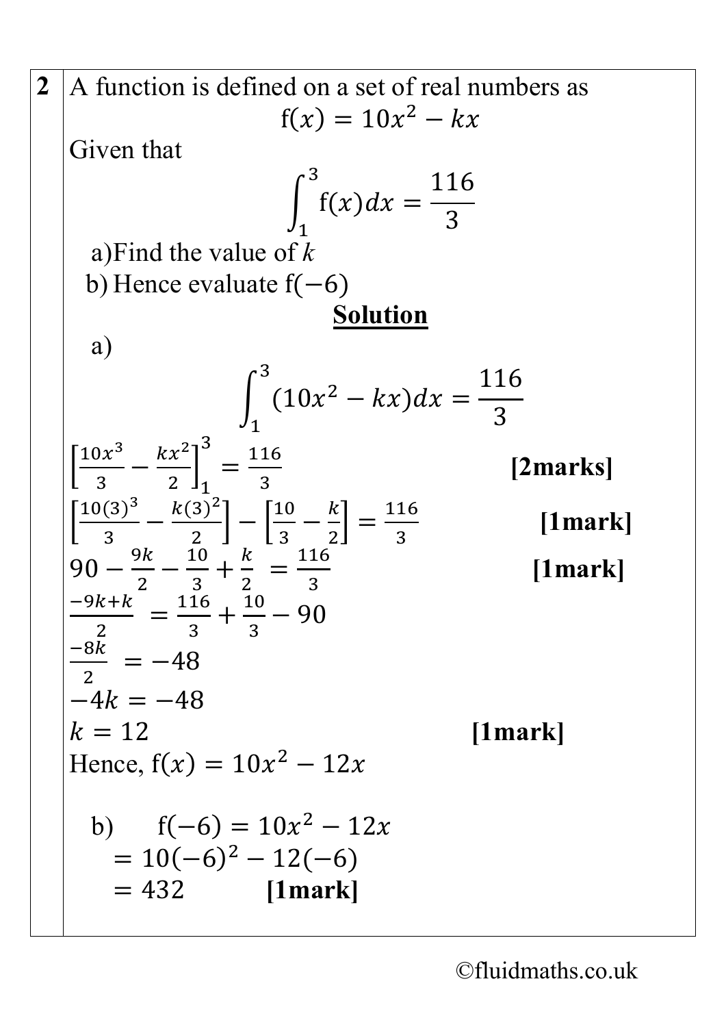**2** A function is defined on a set of real numbers as

$$f(x) = 10x^2 - kx$$

Given that

$$\int_1^3 f(x)dx = \frac{116}{3}$$

a) Find the value of $k$

b) Hence evaluate $f(-6)$

**Solution**

a)

$$\int_1^3 (10x^2 - kx)dx = \frac{116}{3}$$

$\left[\frac{10x^3}{3} - \frac{kx^2}{2}\right]_1^3 = \frac{116}{3}$ **[2marks]**

$\left[\frac{10(3)^3}{3} - \frac{k(3)^2}{2}\right] - \left[\frac{10}{3} - \frac{k}{2}\right] = \frac{116}{3}$ **[1mark]**

$90 - \frac{9k}{2} - \frac{10}{3} + \frac{k}{2} = \frac{116}{3}$ **[1mark]**

$\frac{-9k+k}{2} = \frac{116}{3} + \frac{10}{3} - 90$

$\frac{-8k}{2} = -48$

$-4k = -48$

$k = 12$ **[1mark]**

Hence, $f(x) = 10x^2 - 12x$

b) $f(-6) = 10x^2 - 12x$

$= 10(-6)^2 - 12(-6)$

$= 432$ **[1mark]**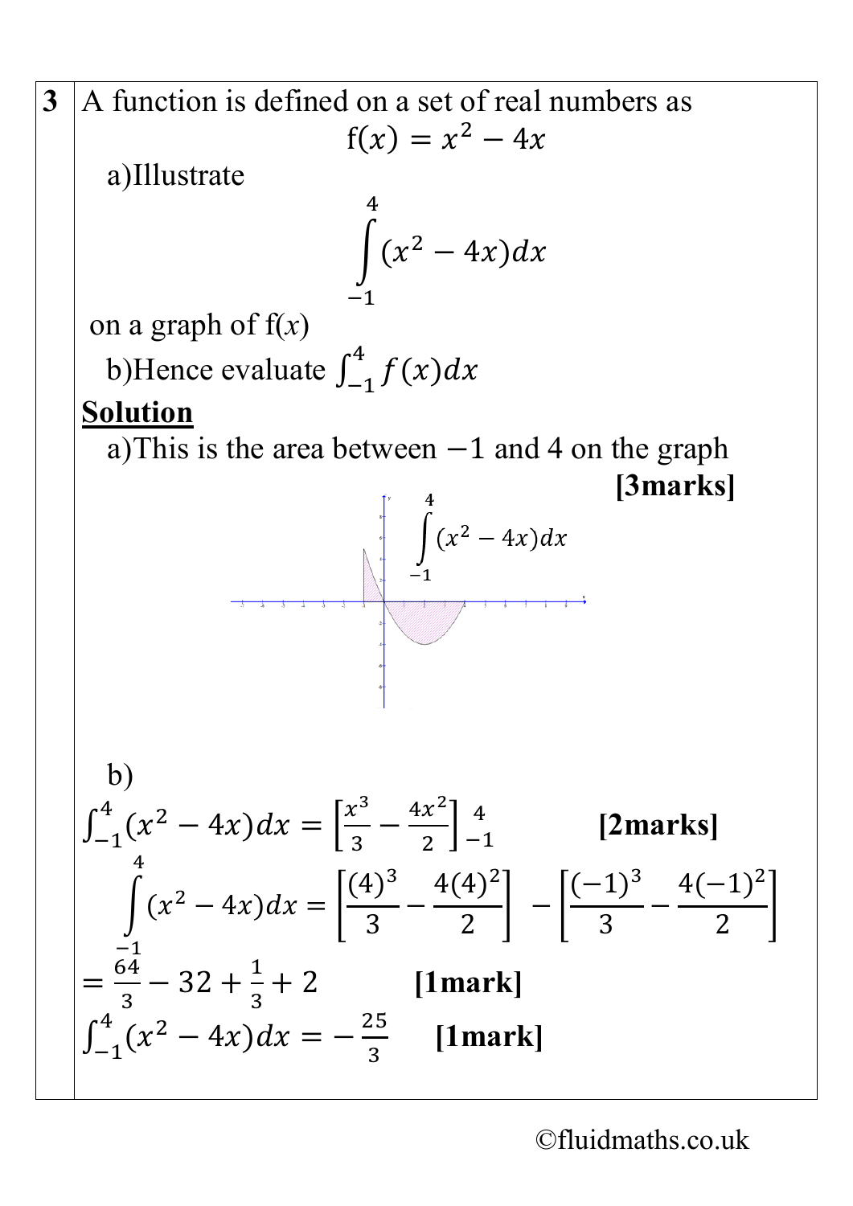**3** A function is defined on a set of real numbers as

$$f(x) = x^2 - 4x$$

a) Illustrate

$$\int_{-1}^{4} (x^2 - 4x)dx$$

on a graph of f($x$)

b) Hence evaluate $\int_{-1}^{4} f(x)dx$

**Solution**

a) This is the area between $-1$ and 4 on the graph **[3marks]**

$$\int_{-1}^{4} (x^2 - 4x)dx$$

b)

$\int_{-1}^{4}(x^2 - 4x)dx = \left[\frac{x^3}{3} - \frac{4x^2}{2}\right]_{-1}^{4}$ **[2marks]**

$$\int_{-1}^{4} (x^2 - 4x)dx = \left[\frac{(4)^3}{3} - \frac{4(4)^2}{2}\right] - \left[\frac{(-1)^3}{3} - \frac{4(-1)^2}{2}\right]$$

$= \frac{64}{3} - 32 + \frac{1}{3} + 2$ **[1mark]**

$\int_{-1}^{4}(x^2 - 4x)dx = -\frac{25}{3}$ **[1mark]**

©fluidmaths.co.uk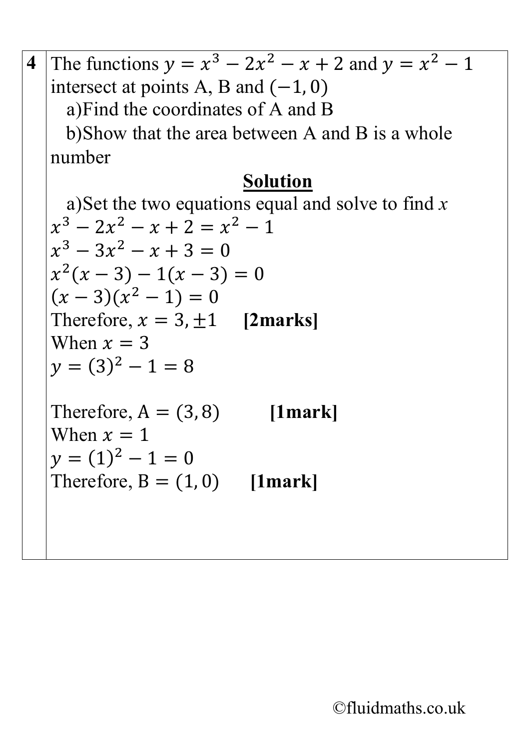**4** The functions $y = x^3 - 2x^2 - x + 2$ and $y = x^2 - 1$ intersect at points A, B and $(-1, 0)$

a) Find the coordinates of A and B

b) Show that the area between A and B is a whole number

**Solution**

a) Set the two equations equal and solve to find $x$

$x^3 - 2x^2 - x + 2 = x^2 - 1$

$x^3 - 3x^2 - x + 3 = 0$

$x^2(x - 3) - 1(x - 3) = 0$

$(x - 3)(x^2 - 1) = 0$

Therefore, $x = 3, \pm 1$ **[2marks]**

When $x = 3$

$y = (3)^2 - 1 = 8$

Therefore, A $= (3, 8)$ **[1mark]**

When $x = 1$

$y = (1)^2 - 1 = 0$

Therefore, B $= (1, 0)$ **[1mark]**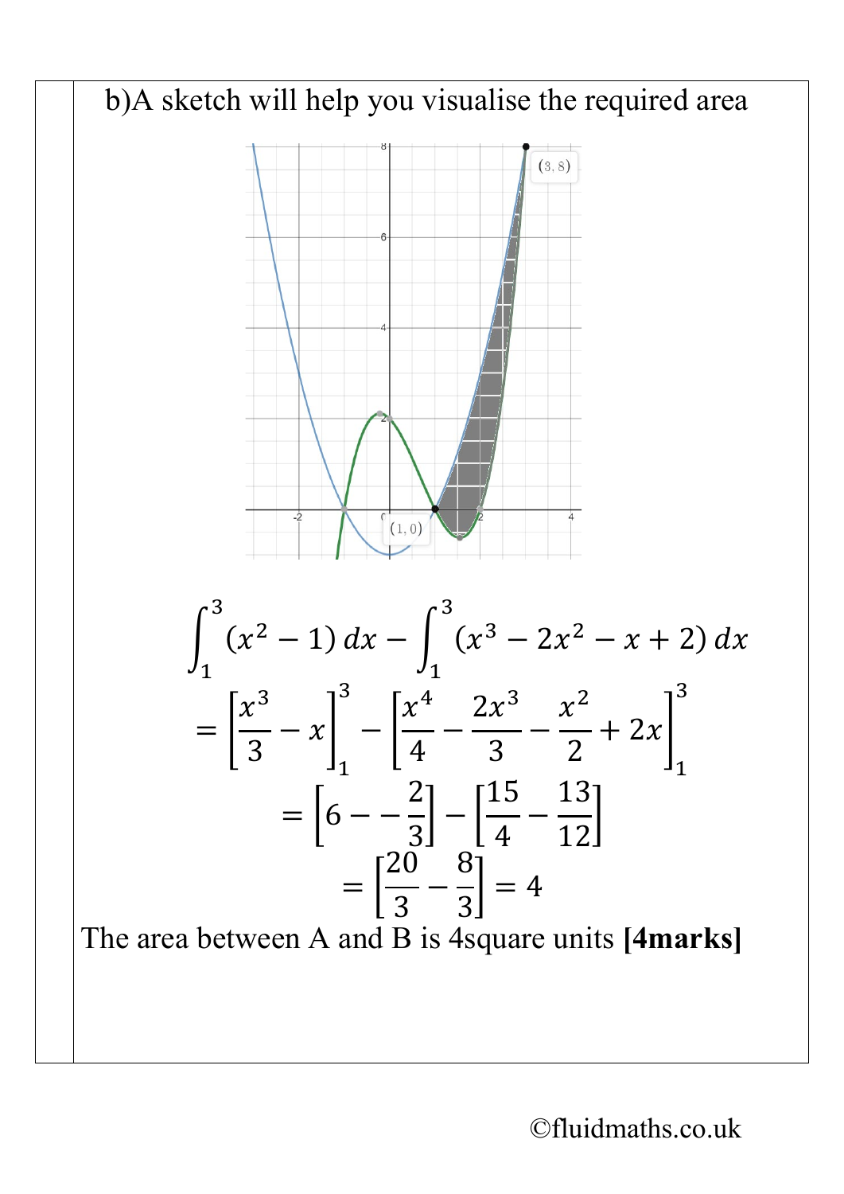b)A sketch will help you visualise the required area

$$\int_1^3 (x^2 - 1)\,dx - \int_1^3 (x^3 - 2x^2 - x + 2)\,dx$$

$$= \left[\frac{x^3}{3} - x\right]_1^3 - \left[\frac{x^4}{4} - \frac{2x^3}{3} - \frac{x^2}{2} + 2x\right]_1^3$$

$$= \left[6 - -\frac{2}{3}\right] - \left[\frac{15}{4} - \frac{13}{12}\right]$$

$$= \left[\frac{20}{3} - \frac{8}{3}\right] = 4$$

The area between A and B is 4square units **[4marks]**

©fluidmaths.co.uk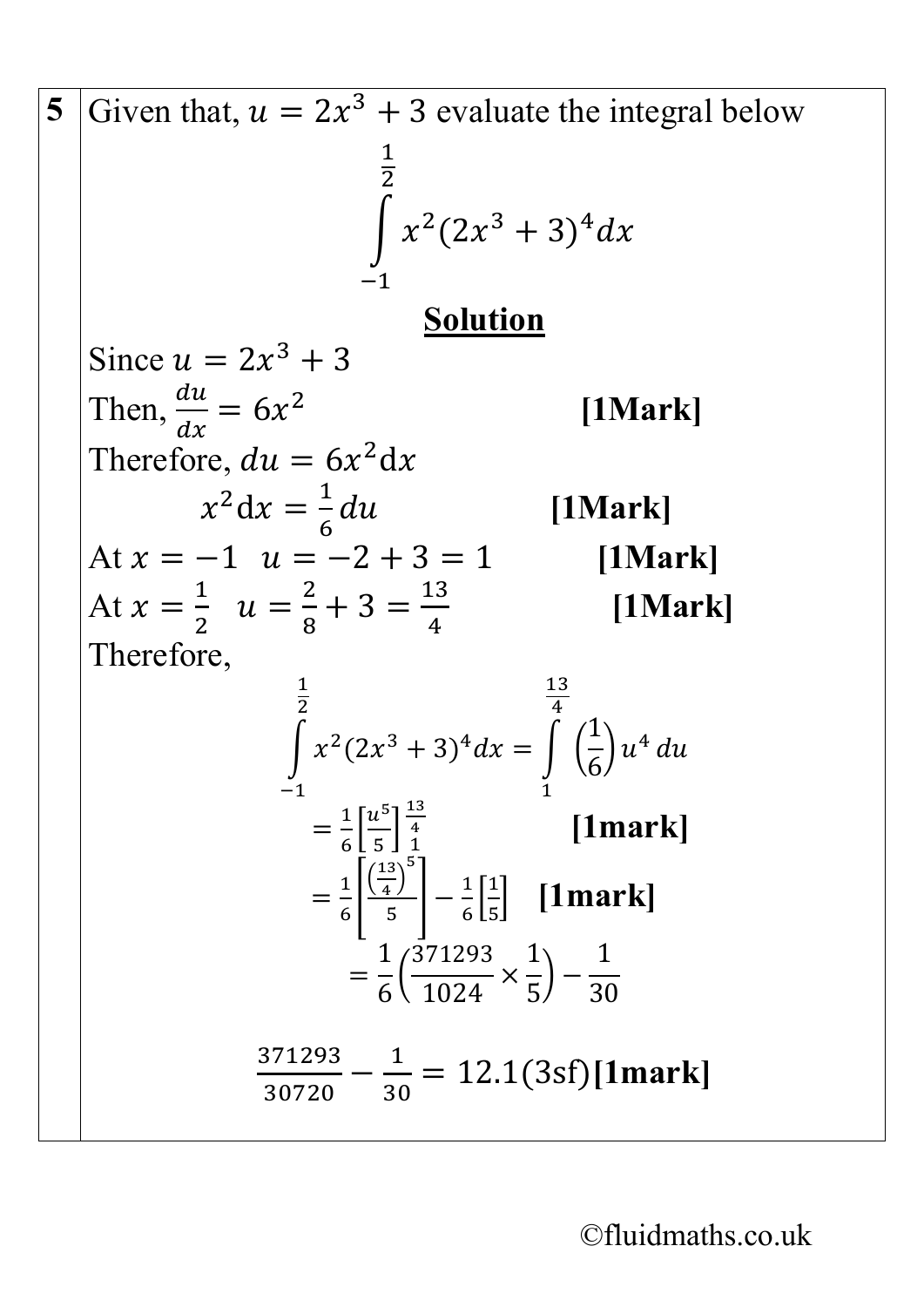**5** Given that, $u = 2x^3 + 3$ evaluate the integral below

$$\int_{-1}^{\frac{1}{2}} x^2(2x^3+3)^4 dx$$

**Solution**

Since $u = 2x^3 + 3$

Then, $\frac{du}{dx} = 6x^2$ **[1Mark]**

Therefore, $du = 6x^2 \mathrm{d}x$

$x^2 \mathrm{d}x = \frac{1}{6} du$ **[1Mark]**

At $x = -1 \quad u = -2 + 3 = 1$ **[1Mark]**

At $x = \frac{1}{2} \quad u = \frac{2}{8} + 3 = \frac{13}{4}$ **[1Mark]**

Therefore,

$$\int_{-1}^{\frac{1}{2}} x^2(2x^3+3)^4 dx = \int_{1}^{\frac{13}{4}} \left(\frac{1}{6}\right) u^4 \, du$$

$$= \frac{1}{6}\left[\frac{u^5}{5}\right]_{1}^{\frac{13}{4}}$$ **[1mark]**

$$= \frac{1}{6}\left[\frac{\left(\frac{13}{4}\right)^5}{5}\right] - \frac{1}{6}\left[\frac{1}{5}\right]$$ **[1mark]**

$$= \frac{1}{6}\left(\frac{371293}{1024} \times \frac{1}{5}\right) - \frac{1}{30}$$

$$\frac{371293}{30720} - \frac{1}{30} = 12.1(3\text{sf})$$ **[1mark]**

©fluidmaths.co.uk